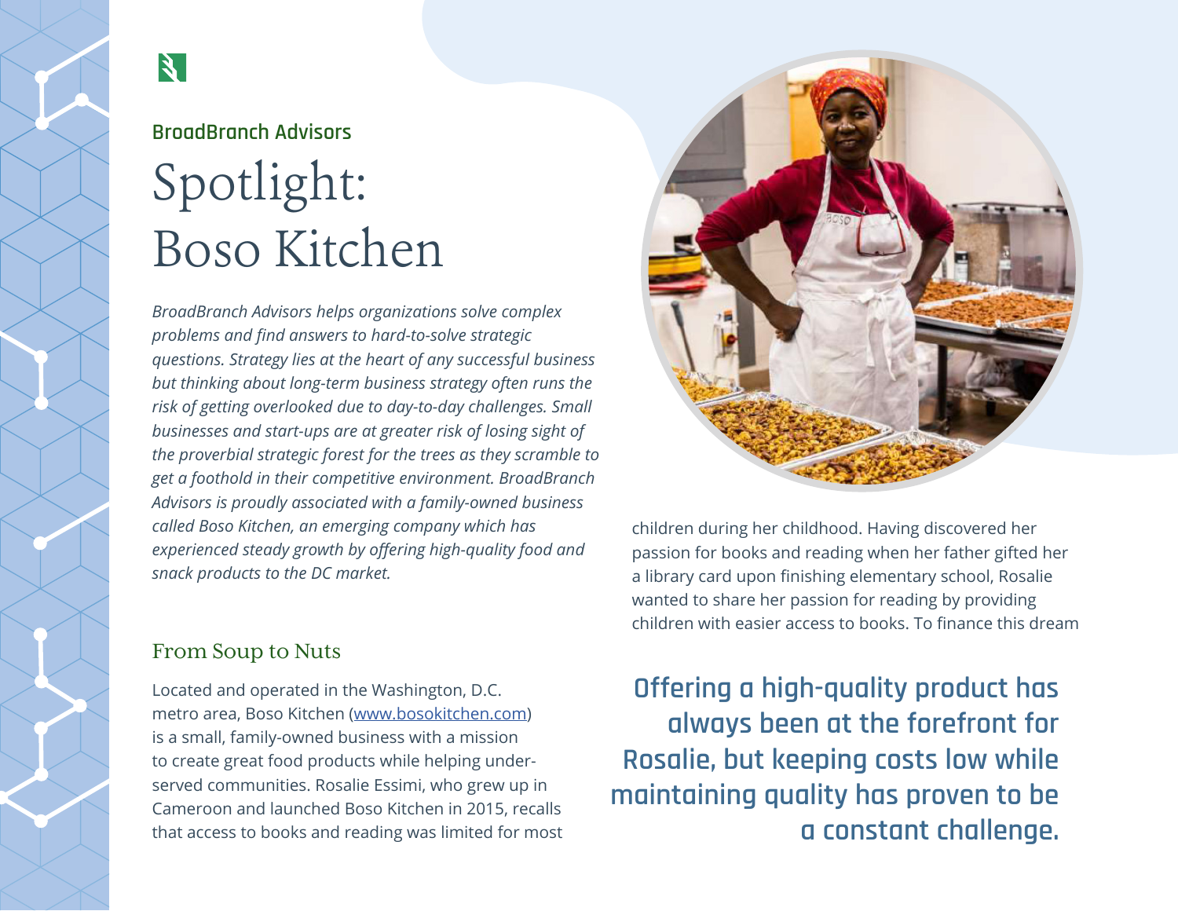BroadBranch Advisors

# Spotlight: Boso Kitchen

*BroadBranch Advisors helps organizations solve complex problems and find answers to hard-to-solve strategic questions. Strategy lies at the heart of any successful business but thinking about long-term business strategy often runs the risk of getting overlooked due to day-to-day challenges. Small businesses and start-ups are at greater risk of losing sight of the proverbial strategic forest for the trees as they scramble to get a foothold in their competitive environment. BroadBranch Advisors is proudly associated with a family-owned business called Boso Kitchen, an emerging company which has experienced steady growth by offering high-quality food and snack products to the DC market.*

## From Soup to Nuts

Located and operated in the Washington, D.C. metro area, Boso Kitchen ([www.bosokitchen.com](http://www.bosokitchen.com)) is a small, family-owned business with a mission to create great food products while helping under-served communities. Rosalie Essimi, who grew up in Cameroon and launched Boso Kitchen in 2015, recalls that access to books and reading was limited for most children during her childhood. Having discovered her passion for books and reading when her father gifted her a library card upon finishing elementary school, Rosalie wanted to share her passion for reading by providing children with easier access to books. To finance this dream

**Offering a high-quality product has always been at the forefront for Rosalie, but keeping costs low while maintaining quality has proven to be a constant challenge.**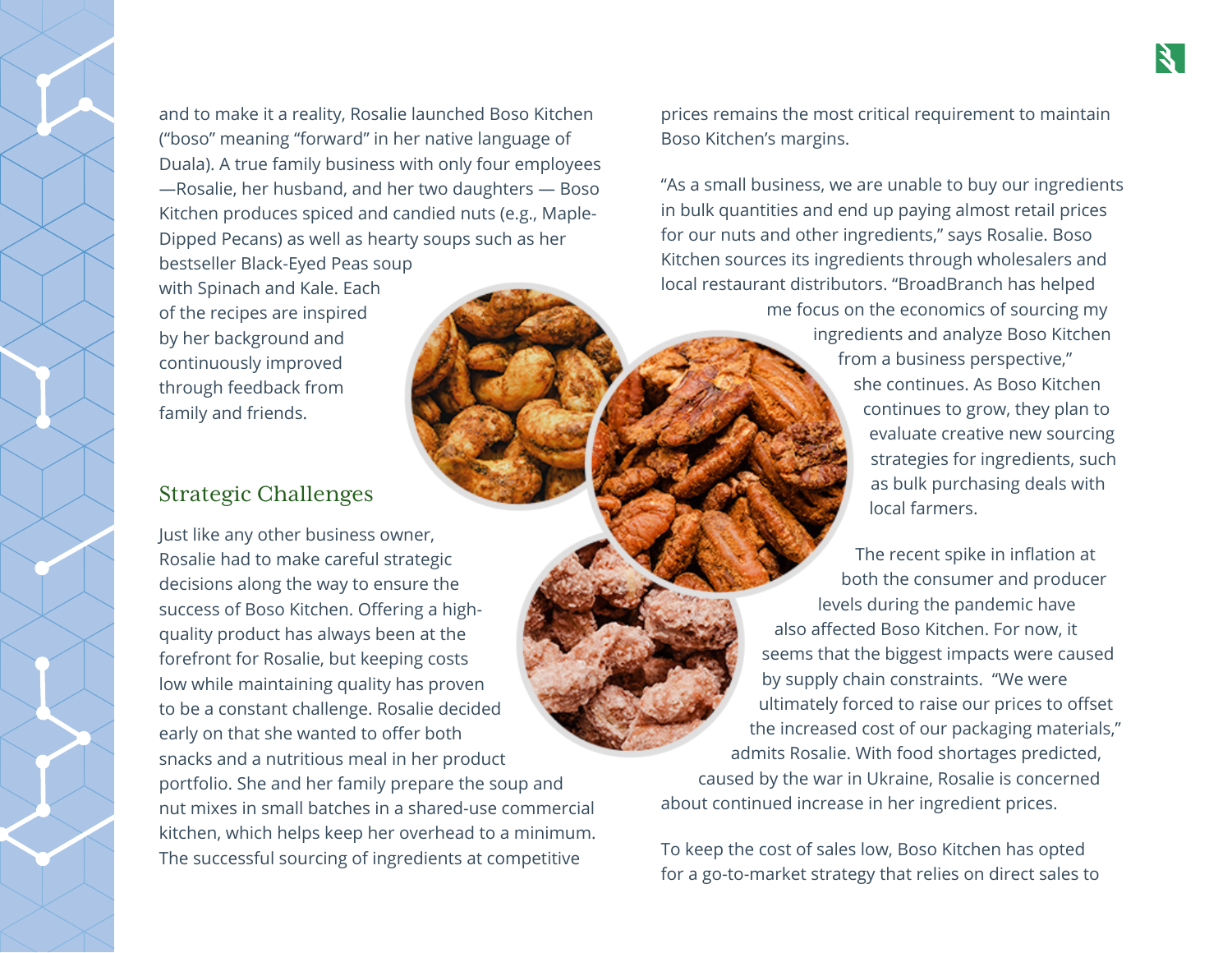and to make it a reality, Rosalie launched Boso Kitchen ("boso" meaning "forward" in her native language of Duala). A true family business with only four employees —Rosalie, her husband, and her two daughters — Boso Kitchen produces spiced and candied nuts (e.g., Maple-Dipped Pecans) as well as hearty soups such as her bestseller Black-Eyed Peas soup with Spinach and Kale. Each of the recipes are inspired by her background and continuously improved through feedback from family and friends.

## Strategic Challenges

Just like any other business owner, Rosalie had to make careful strategic decisions along the way to ensure the success of Boso Kitchen. Offering a high-quality product has always been at the forefront for Rosalie, but keeping costs low while maintaining quality has proven to be a constant challenge. Rosalie decided early on that she wanted to offer both snacks and a nutritious meal in her product portfolio. She and her family prepare the soup and nut mixes in small batches in a shared-use commercial kitchen, which helps keep her overhead to a minimum. The successful sourcing of ingredients at competitive prices remains the most critical requirement to maintain Boso Kitchen's margins.

"As a small business, we are unable to buy our ingredients in bulk quantities and end up paying almost retail prices for our nuts and other ingredients," says Rosalie. Boso Kitchen sources its ingredients through wholesalers and local restaurant distributors. "BroadBranch has helped me focus on the economics of sourcing my ingredients and analyze Boso Kitchen from a business perspective," she continues. As Boso Kitchen continues to grow, they plan to evaluate creative new sourcing strategies for ingredients, such as bulk purchasing deals with local farmers.

The recent spike in inflation at both the consumer and producer levels during the pandemic have also affected Boso Kitchen. For now, it seems that the biggest impacts were caused by supply chain constraints. "We were ultimately forced to raise our prices to offset the increased cost of our packaging materials," admits Rosalie. With food shortages predicted, caused by the war in Ukraine, Rosalie is concerned about continued increase in her ingredient prices.

To keep the cost of sales low, Boso Kitchen has opted for a go-to-market strategy that relies on direct sales to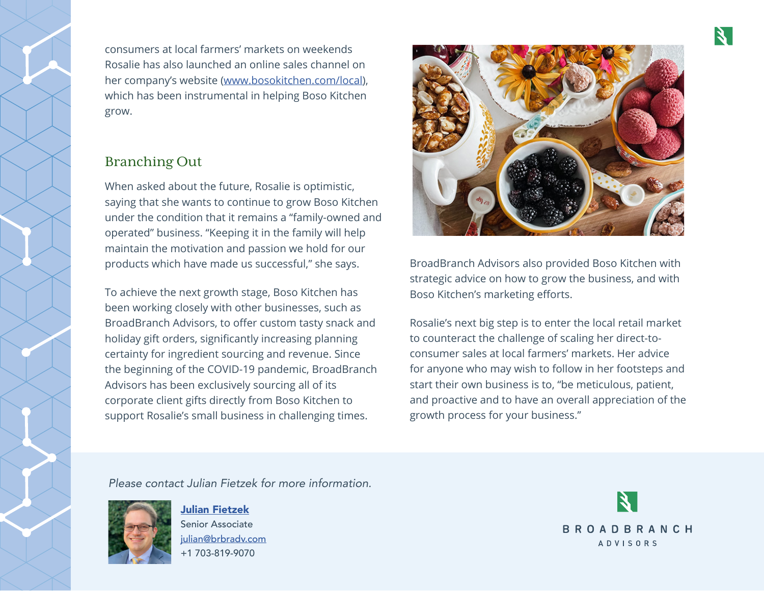consumers at local farmers' markets on weekends Rosalie has also launched an online sales channel on her company's website ([www.bosokitchen.com/local](http://www.bosokitchen.com/local)), which has been instrumental in helping Boso Kitchen grow.

## Branching Out

When asked about the future, Rosalie is optimistic, saying that she wants to continue to grow Boso Kitchen under the condition that it remains a "family-owned and operated" business. "Keeping it in the family will help maintain the motivation and passion we hold for our products which have made us successful," she says.

To achieve the next growth stage, Boso Kitchen has been working closely with other businesses, such as BroadBranch Advisors, to offer custom tasty snack and holiday gift orders, significantly increasing planning certainty for ingredient sourcing and revenue. Since the beginning of the COVID-19 pandemic, BroadBranch Advisors has been exclusively sourcing all of its corporate client gifts directly from Boso Kitchen to support Rosalie's small business in challenging times.

BroadBranch Advisors also provided Boso Kitchen with strategic advice on how to grow the business, and with Boso Kitchen's marketing efforts.

Rosalie's next big step is to enter the local retail market to counteract the challenge of scaling her direct-to-consumer sales at local farmers' markets. Her advice for anyone who may wish to follow in her footsteps and start their own business is to, "be meticulous, patient, and proactive and to have an overall appreciation of the growth process for your business."

*Please contact Julian Fietzek for more information.*

**Julian Fietzek**
Senior Associate
julian@brbradv.com
+1 703-819-9070

BROADBRANCH
ADVISORS